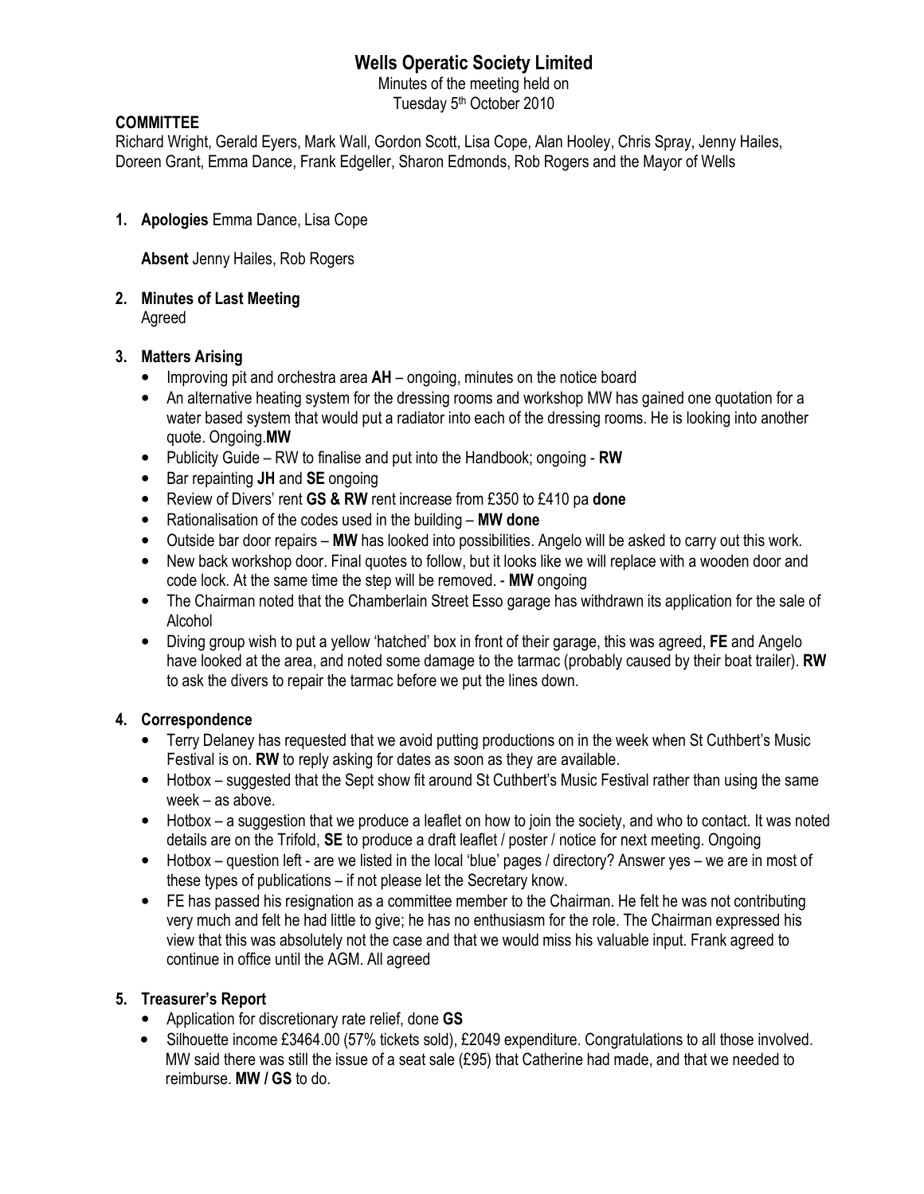# Wells Operatic Society Limited

Minutes of the meeting held on
Tuesday 5th October 2010

**COMMITTEE**

Richard Wright, Gerald Eyers, Mark Wall, Gordon Scott, Lisa Cope, Alan Hooley, Chris Spray, Jenny Hailes, Doreen Grant, Emma Dance, Frank Edgeller, Sharon Edmonds, Rob Rogers and the Mayor of Wells

1. **Apologies** Emma Dance, Lisa Cope

   **Absent** Jenny Hailes, Rob Rogers

2. **Minutes of Last Meeting**
   Agreed

3. **Matters Arising**
   - Improving pit and orchestra area **AH** – ongoing, minutes on the notice board
   - An alternative heating system for the dressing rooms and workshop MW has gained one quotation for a water based system that would put a radiator into each of the dressing rooms. He is looking into another quote. Ongoing.**MW**
   - Publicity Guide – RW to finalise and put into the Handbook; ongoing - **RW**
   - Bar repainting **JH** and **SE** ongoing
   - Review of Divers' rent **GS & RW** rent increase from £350 to £410 pa **done**
   - Rationalisation of the codes used in the building – **MW done**
   - Outside bar door repairs – **MW** has looked into possibilities. Angelo will be asked to carry out this work.
   - New back workshop door. Final quotes to follow, but it looks like we will replace with a wooden door and code lock. At the same time the step will be removed. - **MW** ongoing
   - The Chairman noted that the Chamberlain Street Esso garage has withdrawn its application for the sale of Alcohol
   - Diving group wish to put a yellow 'hatched' box in front of their garage, this was agreed, **FE** and Angelo have looked at the area, and noted some damage to the tarmac (probably caused by their boat trailer). **RW** to ask the divers to repair the tarmac before we put the lines down.

4. **Correspondence**
   - Terry Delaney has requested that we avoid putting productions on in the week when St Cuthbert's Music Festival is on. **RW** to reply asking for dates as soon as they are available.
   - Hotbox – suggested that the Sept show fit around St Cuthbert's Music Festival rather than using the same week – as above.
   - Hotbox – a suggestion that we produce a leaflet on how to join the society, and who to contact. It was noted details are on the Trifold, **SE** to produce a draft leaflet / poster / notice for next meeting. Ongoing
   - Hotbox – question left - are we listed in the local 'blue' pages / directory? Answer yes – we are in most of these types of publications – if not please let the Secretary know.
   - FE has passed his resignation as a committee member to the Chairman. He felt he was not contributing very much and felt he had little to give; he has no enthusiasm for the role. The Chairman expressed his view that this was absolutely not the case and that we would miss his valuable input. Frank agreed to continue in office until the AGM. All agreed

5. **Treasurer's Report**
   - Application for discretionary rate relief, done **GS**
   - Silhouette income £3464.00 (57% tickets sold), £2049 expenditure. Congratulations to all those involved. MW said there was still the issue of a seat sale (£95) that Catherine had made, and that we needed to reimburse. **MW / GS** to do.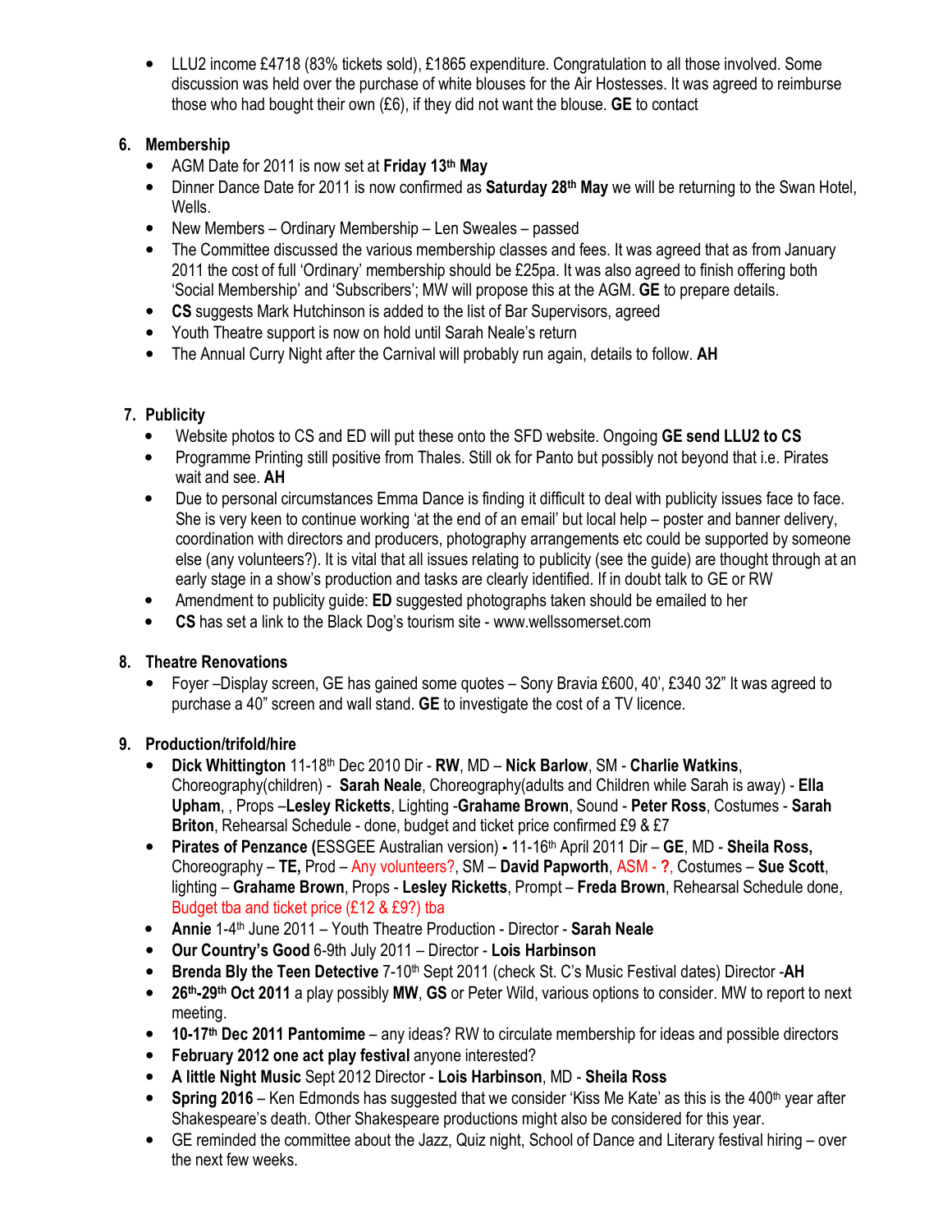- LLU2 income £4718 (83% tickets sold), £1865 expenditure. Congratulation to all those involved. Some discussion was held over the purchase of white blouses for the Air Hostesses. It was agreed to reimburse those who had bought their own (£6), if they did not want the blouse. **GE** to contact

## 6. Membership

- AGM Date for 2011 is now set at **Friday 13th May**
- Dinner Dance Date for 2011 is now confirmed as **Saturday 28th May** we will be returning to the Swan Hotel, Wells.
- New Members – Ordinary Membership – Len Sweales – passed
- The Committee discussed the various membership classes and fees. It was agreed that as from January 2011 the cost of full 'Ordinary' membership should be £25pa. It was also agreed to finish offering both 'Social Membership' and 'Subscribers'; MW will propose this at the AGM. **GE** to prepare details.
- **CS** suggests Mark Hutchinson is added to the list of Bar Supervisors, agreed
- Youth Theatre support is now on hold until Sarah Neale's return
- The Annual Curry Night after the Carnival will probably run again, details to follow. **AH**

## 7. Publicity

- Website photos to CS and ED will put these onto the SFD website. Ongoing **GE send LLU2 to CS**
- Programme Printing still positive from Thales. Still ok for Panto but possibly not beyond that i.e. Pirates wait and see. **AH**
- Due to personal circumstances Emma Dance is finding it difficult to deal with publicity issues face to face. She is very keen to continue working 'at the end of an email' but local help – poster and banner delivery, coordination with directors and producers, photography arrangements etc could be supported by someone else (any volunteers?). It is vital that all issues relating to publicity (see the guide) are thought through at an early stage in a show's production and tasks are clearly identified. If in doubt talk to GE or RW
- Amendment to publicity guide: **ED** suggested photographs taken should be emailed to her
- **CS** has set a link to the Black Dog's tourism site - www.wellssomerset.com

## 8. Theatre Renovations

- Foyer –Display screen, GE has gained some quotes – Sony Bravia £600, 40', £340 32" It was agreed to purchase a 40" screen and wall stand. **GE** to investigate the cost of a TV licence.

## 9. Production/trifold/hire

- **Dick Whittington** 11-18th Dec 2010 Dir - **RW**, MD – **Nick Barlow**, SM - **Charlie Watkins**, Choreography(children) - **Sarah Neale**, Choreography(adults and Children while Sarah is away) - **Ella Upham**, , Props –**Lesley Ricketts**, Lighting -**Grahame Brown**, Sound - **Peter Ross**, Costumes - **Sarah Briton**, Rehearsal Schedule - done, budget and ticket price confirmed £9 & £7
- **Pirates of Penzance (**ESSGEE Australian version**) -** 11-16th April 2011 Dir – **GE**, MD - **Sheila Ross,** Choreography – **TE,** Prod – Any volunteers?, SM – **David Papworth**, ASM - **?**, Costumes – **Sue Scott**, lighting – **Grahame Brown**, Props - **Lesley Ricketts**, Prompt – **Freda Brown**, Rehearsal Schedule done, Budget tba and ticket price (£12 & £9?) tba
- **Annie** 1-4th June 2011 – Youth Theatre Production - Director - **Sarah Neale**
- **Our Country's Good** 6-9th July 2011 – Director - **Lois Harbinson**
- **Brenda Bly the Teen Detective** 7-10th Sept 2011 (check St. C's Music Festival dates) Director -**AH**
- **26th-29th Oct 2011** a play possibly **MW**, **GS** or Peter Wild, various options to consider. MW to report to next meeting.
- **10-17th Dec 2011 Pantomime** – any ideas? RW to circulate membership for ideas and possible directors
- **February 2012 one act play festival** anyone interested?
- **A little Night Music** Sept 2012 Director - **Lois Harbinson**, MD - **Sheila Ross**
- **Spring 2016** – Ken Edmonds has suggested that we consider 'Kiss Me Kate' as this is the 400th year after Shakespeare's death. Other Shakespeare productions might also be considered for this year.
- GE reminded the committee about the Jazz, Quiz night, School of Dance and Literary festival hiring – over the next few weeks.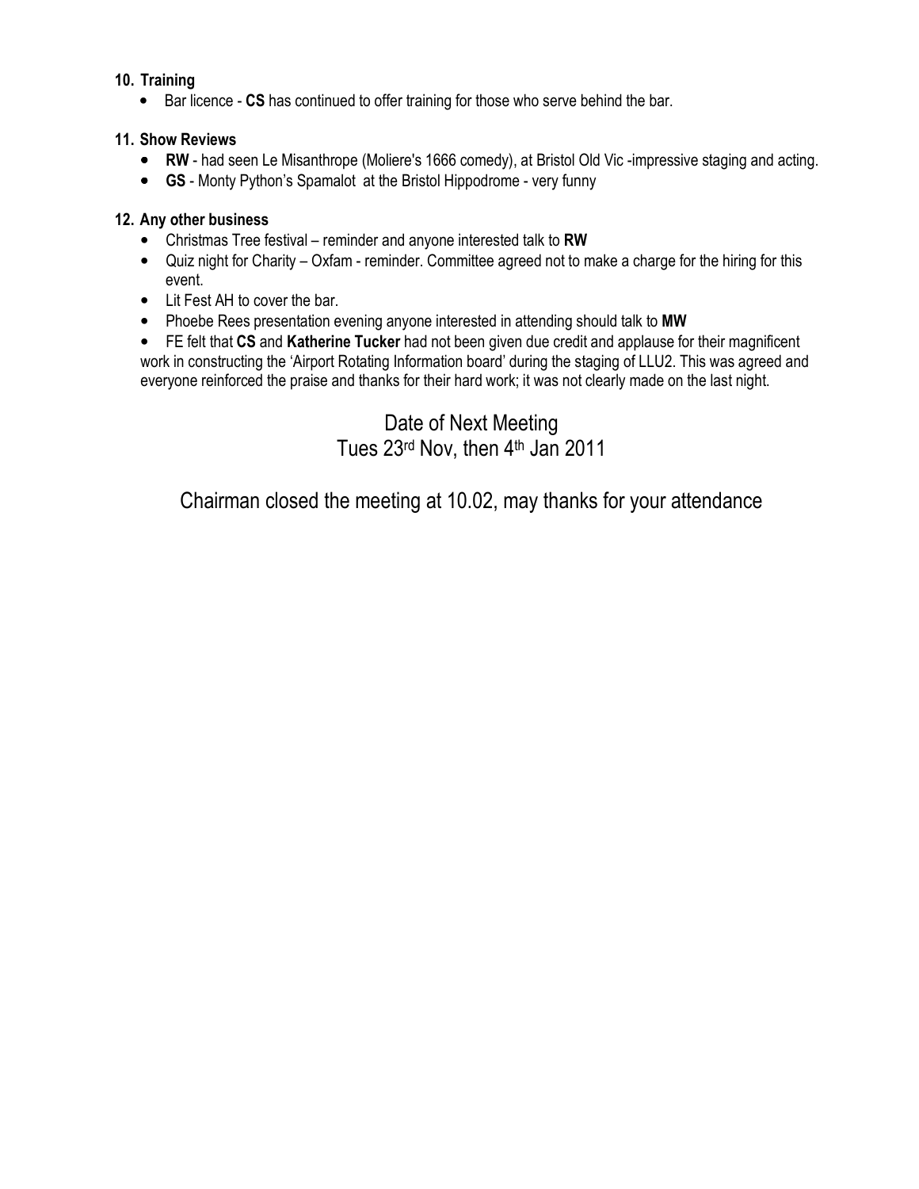### 10. Training

- Bar licence - **CS** has continued to offer training for those who serve behind the bar.

### 11. Show Reviews

- **RW** - had seen Le Misanthrope (Moliere's 1666 comedy), at Bristol Old Vic -impressive staging and acting.
- **GS** - Monty Python's Spamalot at the Bristol Hippodrome - very funny

### 12. Any other business

- Christmas Tree festival – reminder and anyone interested talk to **RW**
- Quiz night for Charity – Oxfam - reminder. Committee agreed not to make a charge for the hiring for this event.
- Lit Fest AH to cover the bar.
- Phoebe Rees presentation evening anyone interested in attending should talk to **MW**
- FE felt that **CS** and **Katherine Tucker** had not been given due credit and applause for their magnificent work in constructing the 'Airport Rotating Information board' during the staging of LLU2. This was agreed and everyone reinforced the praise and thanks for their hard work; it was not clearly made on the last night.

Date of Next Meeting
Tues 23rd Nov, then 4th Jan 2011

Chairman closed the meeting at 10.02, may thanks for your attendance